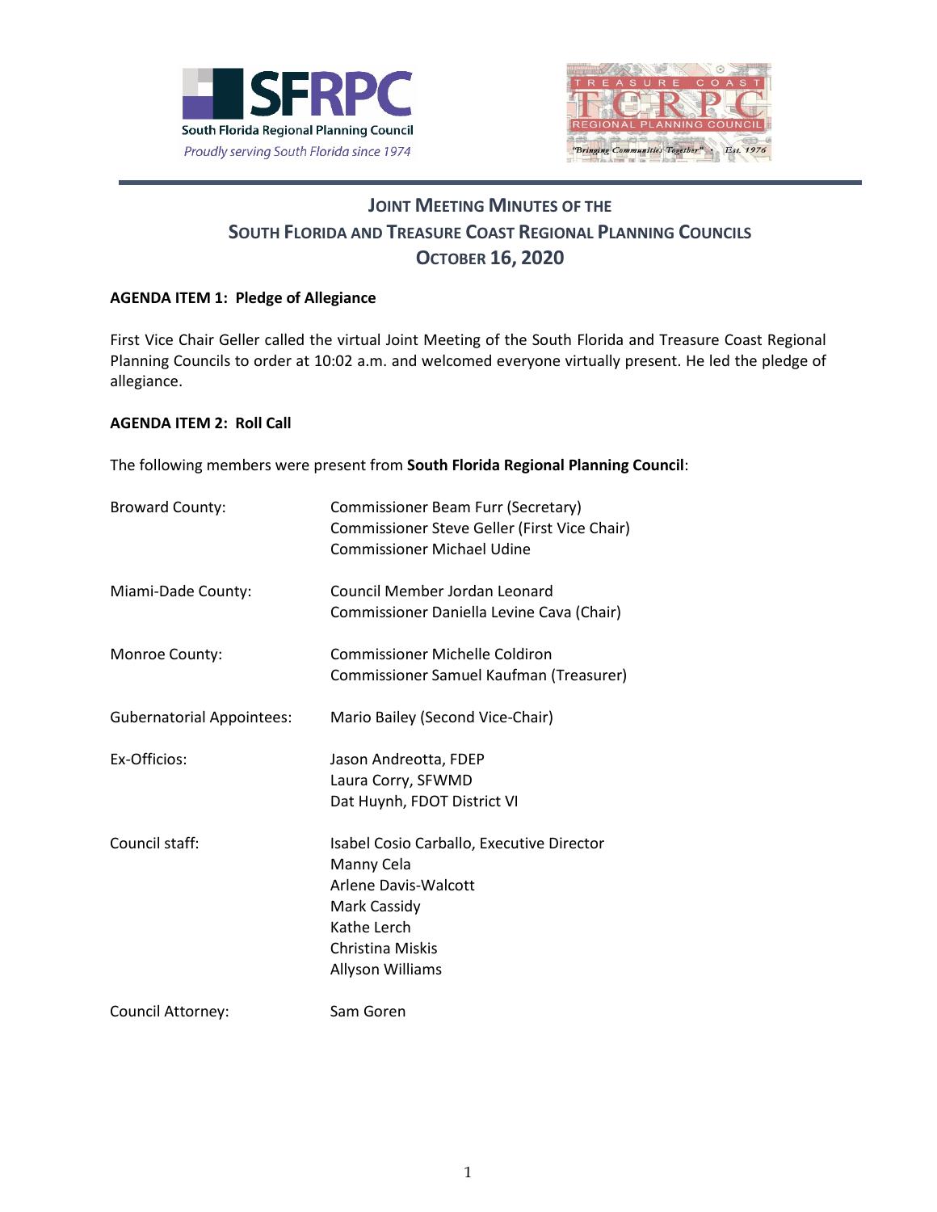# Joint Meeting Minutes of the South Florida and Treasure Coast Regional Planning Councils October 16, 2020

**AGENDA ITEM 1: Pledge of Allegiance**

First Vice Chair Geller called the virtual Joint Meeting of the South Florida and Treasure Coast Regional Planning Councils to order at 10:02 a.m. and welcomed everyone virtually present. He led the pledge of allegiance.

**AGENDA ITEM 2: Roll Call**

The following members were present from **South Florida Regional Planning Council**:

| | |
|---|---|
| Broward County: | Commissioner Beam Furr (Secretary)<br>Commissioner Steve Geller (First Vice Chair)<br>Commissioner Michael Udine |
| Miami-Dade County: | Council Member Jordan Leonard<br>Commissioner Daniella Levine Cava (Chair) |
| Monroe County: | Commissioner Michelle Coldiron<br>Commissioner Samuel Kaufman (Treasurer) |
| Gubernatorial Appointees: | Mario Bailey (Second Vice-Chair) |
| Ex-Officios: | Jason Andreotta, FDEP<br>Laura Corry, SFWMD<br>Dat Huynh, FDOT District VI |
| Council staff: | Isabel Cosio Carballo, Executive Director<br>Manny Cela<br>Arlene Davis-Walcott<br>Mark Cassidy<br>Kathe Lerch<br>Christina Miskis<br>Allyson Williams |
| Council Attorney: | Sam Goren |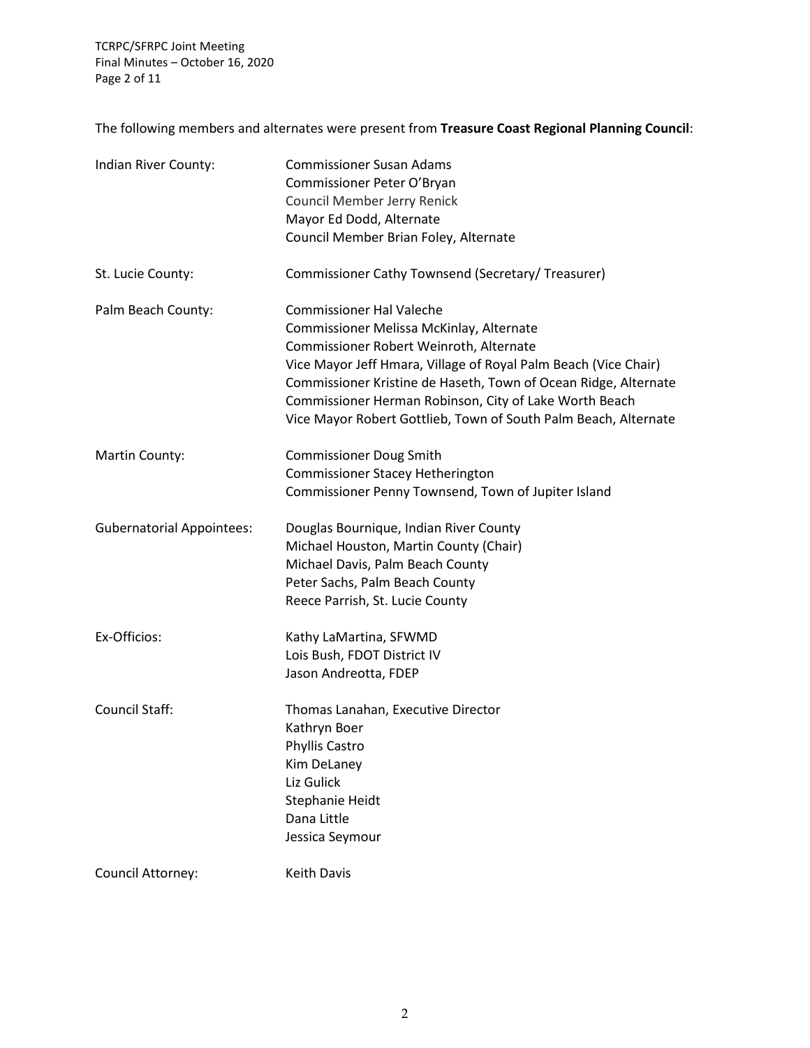The following members and alternates were present from **Treasure Coast Regional Planning Council**:

| | |
|---|---|
| Indian River County: | Commissioner Susan Adams<br>Commissioner Peter O'Bryan<br>Council Member Jerry Renick<br>Mayor Ed Dodd, Alternate<br>Council Member Brian Foley, Alternate |
| St. Lucie County: | Commissioner Cathy Townsend (Secretary/ Treasurer) |
| Palm Beach County: | Commissioner Hal Valeche<br>Commissioner Melissa McKinlay, Alternate<br>Commissioner Robert Weinroth, Alternate<br>Vice Mayor Jeff Hmara, Village of Royal Palm Beach (Vice Chair)<br>Commissioner Kristine de Haseth, Town of Ocean Ridge, Alternate<br>Commissioner Herman Robinson, City of Lake Worth Beach<br>Vice Mayor Robert Gottlieb, Town of South Palm Beach, Alternate |
| Martin County: | Commissioner Doug Smith<br>Commissioner Stacey Hetherington<br>Commissioner Penny Townsend, Town of Jupiter Island |
| Gubernatorial Appointees: | Douglas Bournique, Indian River County<br>Michael Houston, Martin County (Chair)<br>Michael Davis, Palm Beach County<br>Peter Sachs, Palm Beach County<br>Reece Parrish, St. Lucie County |
| Ex-Officios: | Kathy LaMartina, SFWMD<br>Lois Bush, FDOT District IV<br>Jason Andreotta, FDEP |
| Council Staff: | Thomas Lanahan, Executive Director<br>Kathryn Boer<br>Phyllis Castro<br>Kim DeLaney<br>Liz Gulick<br>Stephanie Heidt<br>Dana Little<br>Jessica Seymour |
| Council Attorney: | Keith Davis |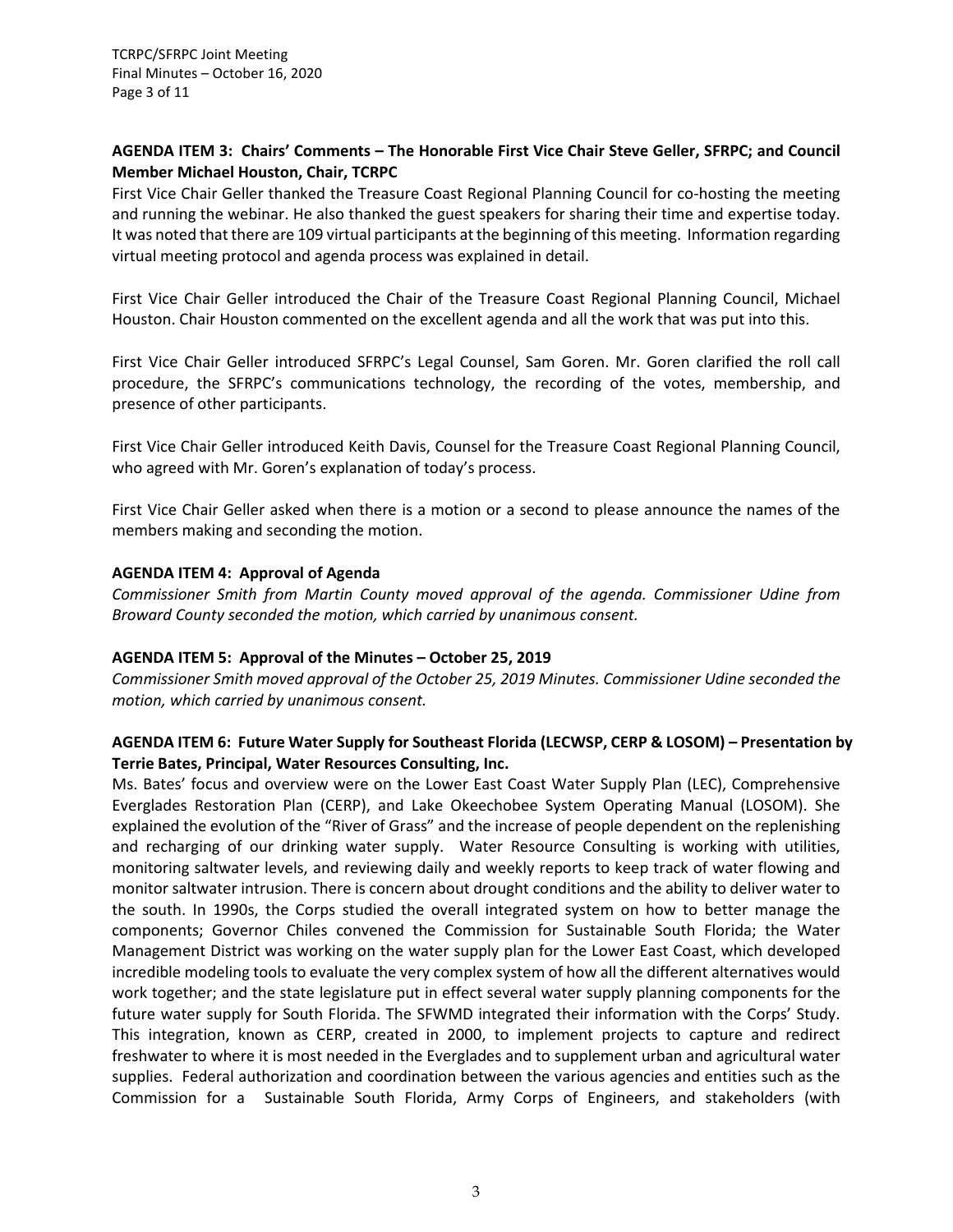**AGENDA ITEM 3: Chairs' Comments – The Honorable First Vice Chair Steve Geller, SFRPC; and Council Member Michael Houston, Chair, TCRPC**

First Vice Chair Geller thanked the Treasure Coast Regional Planning Council for co-hosting the meeting and running the webinar. He also thanked the guest speakers for sharing their time and expertise today. It was noted that there are 109 virtual participants at the beginning of this meeting. Information regarding virtual meeting protocol and agenda process was explained in detail.

First Vice Chair Geller introduced the Chair of the Treasure Coast Regional Planning Council, Michael Houston. Chair Houston commented on the excellent agenda and all the work that was put into this.

First Vice Chair Geller introduced SFRPC's Legal Counsel, Sam Goren. Mr. Goren clarified the roll call procedure, the SFRPC's communications technology, the recording of the votes, membership, and presence of other participants.

First Vice Chair Geller introduced Keith Davis, Counsel for the Treasure Coast Regional Planning Council, who agreed with Mr. Goren's explanation of today's process.

First Vice Chair Geller asked when there is a motion or a second to please announce the names of the members making and seconding the motion.

**AGENDA ITEM 4: Approval of Agenda**

*Commissioner Smith from Martin County moved approval of the agenda. Commissioner Udine from Broward County seconded the motion, which carried by unanimous consent.*

**AGENDA ITEM 5: Approval of the Minutes – October 25, 2019**

*Commissioner Smith moved approval of the October 25, 2019 Minutes. Commissioner Udine seconded the motion, which carried by unanimous consent.*

**AGENDA ITEM 6: Future Water Supply for Southeast Florida (LECWSP, CERP & LOSOM) – Presentation by Terrie Bates, Principal, Water Resources Consulting, Inc.**

Ms. Bates' focus and overview were on the Lower East Coast Water Supply Plan (LEC), Comprehensive Everglades Restoration Plan (CERP), and Lake Okeechobee System Operating Manual (LOSOM). She explained the evolution of the "River of Grass" and the increase of people dependent on the replenishing and recharging of our drinking water supply. Water Resource Consulting is working with utilities, monitoring saltwater levels, and reviewing daily and weekly reports to keep track of water flowing and monitor saltwater intrusion. There is concern about drought conditions and the ability to deliver water to the south. In 1990s, the Corps studied the overall integrated system on how to better manage the components; Governor Chiles convened the Commission for Sustainable South Florida; the Water Management District was working on the water supply plan for the Lower East Coast, which developed incredible modeling tools to evaluate the very complex system of how all the different alternatives would work together; and the state legislature put in effect several water supply planning components for the future water supply for South Florida. The SFWMD integrated their information with the Corps' Study. This integration, known as CERP, created in 2000, to implement projects to capture and redirect freshwater to where it is most needed in the Everglades and to supplement urban and agricultural water supplies. Federal authorization and coordination between the various agencies and entities such as the Commission for a Sustainable South Florida, Army Corps of Engineers, and stakeholders (with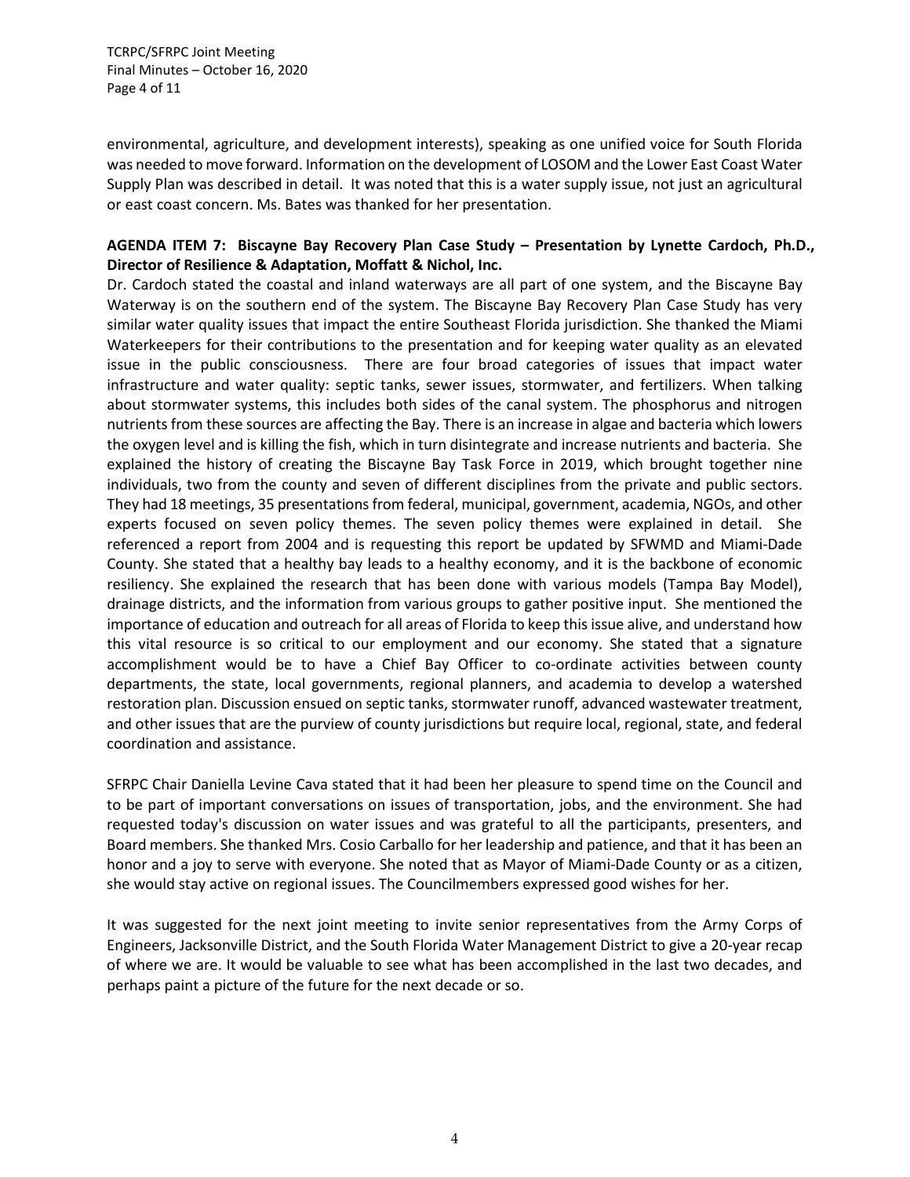environmental, agriculture, and development interests), speaking as one unified voice for South Florida was needed to move forward. Information on the development of LOSOM and the Lower East Coast Water Supply Plan was described in detail. It was noted that this is a water supply issue, not just an agricultural or east coast concern. Ms. Bates was thanked for her presentation.

**AGENDA ITEM 7: Biscayne Bay Recovery Plan Case Study – Presentation by Lynette Cardoch, Ph.D., Director of Resilience & Adaptation, Moffatt & Nichol, Inc.**

Dr. Cardoch stated the coastal and inland waterways are all part of one system, and the Biscayne Bay Waterway is on the southern end of the system. The Biscayne Bay Recovery Plan Case Study has very similar water quality issues that impact the entire Southeast Florida jurisdiction. She thanked the Miami Waterkeepers for their contributions to the presentation and for keeping water quality as an elevated issue in the public consciousness. There are four broad categories of issues that impact water infrastructure and water quality: septic tanks, sewer issues, stormwater, and fertilizers. When talking about stormwater systems, this includes both sides of the canal system. The phosphorus and nitrogen nutrients from these sources are affecting the Bay. There is an increase in algae and bacteria which lowers the oxygen level and is killing the fish, which in turn disintegrate and increase nutrients and bacteria. She explained the history of creating the Biscayne Bay Task Force in 2019, which brought together nine individuals, two from the county and seven of different disciplines from the private and public sectors. They had 18 meetings, 35 presentations from federal, municipal, government, academia, NGOs, and other experts focused on seven policy themes. The seven policy themes were explained in detail. She referenced a report from 2004 and is requesting this report be updated by SFWMD and Miami-Dade County. She stated that a healthy bay leads to a healthy economy, and it is the backbone of economic resiliency. She explained the research that has been done with various models (Tampa Bay Model), drainage districts, and the information from various groups to gather positive input. She mentioned the importance of education and outreach for all areas of Florida to keep this issue alive, and understand how this vital resource is so critical to our employment and our economy. She stated that a signature accomplishment would be to have a Chief Bay Officer to co-ordinate activities between county departments, the state, local governments, regional planners, and academia to develop a watershed restoration plan. Discussion ensued on septic tanks, stormwater runoff, advanced wastewater treatment, and other issues that are the purview of county jurisdictions but require local, regional, state, and federal coordination and assistance.

SFRPC Chair Daniella Levine Cava stated that it had been her pleasure to spend time on the Council and to be part of important conversations on issues of transportation, jobs, and the environment. She had requested today's discussion on water issues and was grateful to all the participants, presenters, and Board members. She thanked Mrs. Cosio Carballo for her leadership and patience, and that it has been an honor and a joy to serve with everyone. She noted that as Mayor of Miami-Dade County or as a citizen, she would stay active on regional issues. The Councilmembers expressed good wishes for her.

It was suggested for the next joint meeting to invite senior representatives from the Army Corps of Engineers, Jacksonville District, and the South Florida Water Management District to give a 20-year recap of where we are. It would be valuable to see what has been accomplished in the last two decades, and perhaps paint a picture of the future for the next decade or so.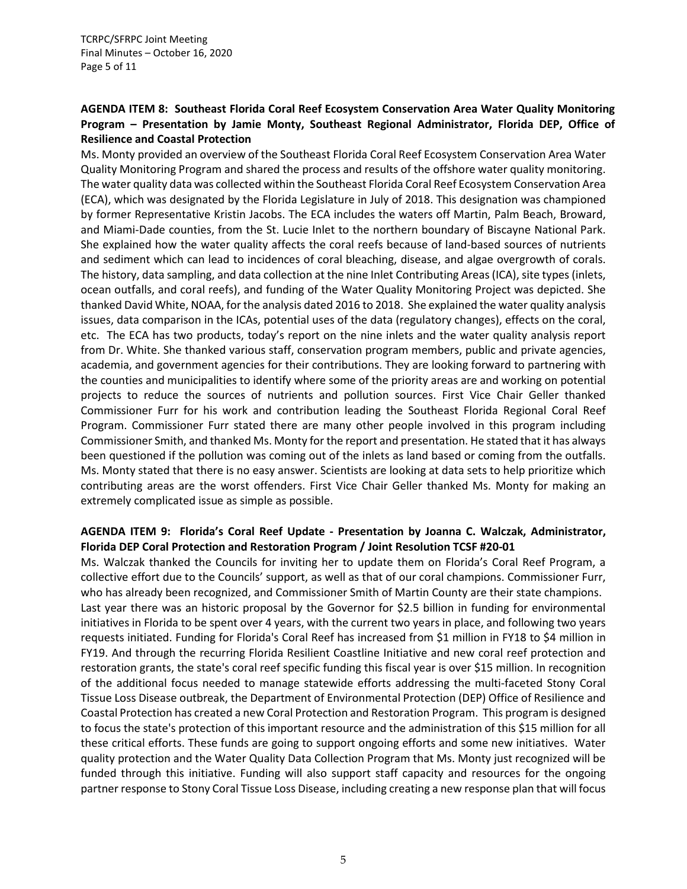**AGENDA ITEM 8: Southeast Florida Coral Reef Ecosystem Conservation Area Water Quality Monitoring Program – Presentation by Jamie Monty, Southeast Regional Administrator, Florida DEP, Office of Resilience and Coastal Protection**

Ms. Monty provided an overview of the Southeast Florida Coral Reef Ecosystem Conservation Area Water Quality Monitoring Program and shared the process and results of the offshore water quality monitoring. The water quality data was collected within the Southeast Florida Coral Reef Ecosystem Conservation Area (ECA), which was designated by the Florida Legislature in July of 2018. This designation was championed by former Representative Kristin Jacobs. The ECA includes the waters off Martin, Palm Beach, Broward, and Miami-Dade counties, from the St. Lucie Inlet to the northern boundary of Biscayne National Park. She explained how the water quality affects the coral reefs because of land-based sources of nutrients and sediment which can lead to incidences of coral bleaching, disease, and algae overgrowth of corals. The history, data sampling, and data collection at the nine Inlet Contributing Areas (ICA), site types (inlets, ocean outfalls, and coral reefs), and funding of the Water Quality Monitoring Project was depicted. She thanked David White, NOAA, for the analysis dated 2016 to 2018. She explained the water quality analysis issues, data comparison in the ICAs, potential uses of the data (regulatory changes), effects on the coral, etc. The ECA has two products, today's report on the nine inlets and the water quality analysis report from Dr. White. She thanked various staff, conservation program members, public and private agencies, academia, and government agencies for their contributions. They are looking forward to partnering with the counties and municipalities to identify where some of the priority areas are and working on potential projects to reduce the sources of nutrients and pollution sources. First Vice Chair Geller thanked Commissioner Furr for his work and contribution leading the Southeast Florida Regional Coral Reef Program. Commissioner Furr stated there are many other people involved in this program including Commissioner Smith, and thanked Ms. Monty for the report and presentation. He stated that it has always been questioned if the pollution was coming out of the inlets as land based or coming from the outfalls. Ms. Monty stated that there is no easy answer. Scientists are looking at data sets to help prioritize which contributing areas are the worst offenders. First Vice Chair Geller thanked Ms. Monty for making an extremely complicated issue as simple as possible.

**AGENDA ITEM 9: Florida's Coral Reef Update - Presentation by Joanna C. Walczak, Administrator, Florida DEP Coral Protection and Restoration Program / Joint Resolution TCSF #20-01**

Ms. Walczak thanked the Councils for inviting her to update them on Florida's Coral Reef Program, a collective effort due to the Councils' support, as well as that of our coral champions. Commissioner Furr, who has already been recognized, and Commissioner Smith of Martin County are their state champions. Last year there was an historic proposal by the Governor for $2.5 billion in funding for environmental initiatives in Florida to be spent over 4 years, with the current two years in place, and following two years requests initiated. Funding for Florida's Coral Reef has increased from $1 million in FY18 to $4 million in FY19. And through the recurring Florida Resilient Coastline Initiative and new coral reef protection and restoration grants, the state's coral reef specific funding this fiscal year is over $15 million. In recognition of the additional focus needed to manage statewide efforts addressing the multi-faceted Stony Coral Tissue Loss Disease outbreak, the Department of Environmental Protection (DEP) Office of Resilience and Coastal Protection has created a new Coral Protection and Restoration Program. This program is designed to focus the state's protection of this important resource and the administration of this $15 million for all these critical efforts. These funds are going to support ongoing efforts and some new initiatives. Water quality protection and the Water Quality Data Collection Program that Ms. Monty just recognized will be funded through this initiative. Funding will also support staff capacity and resources for the ongoing partner response to Stony Coral Tissue Loss Disease, including creating a new response plan that will focus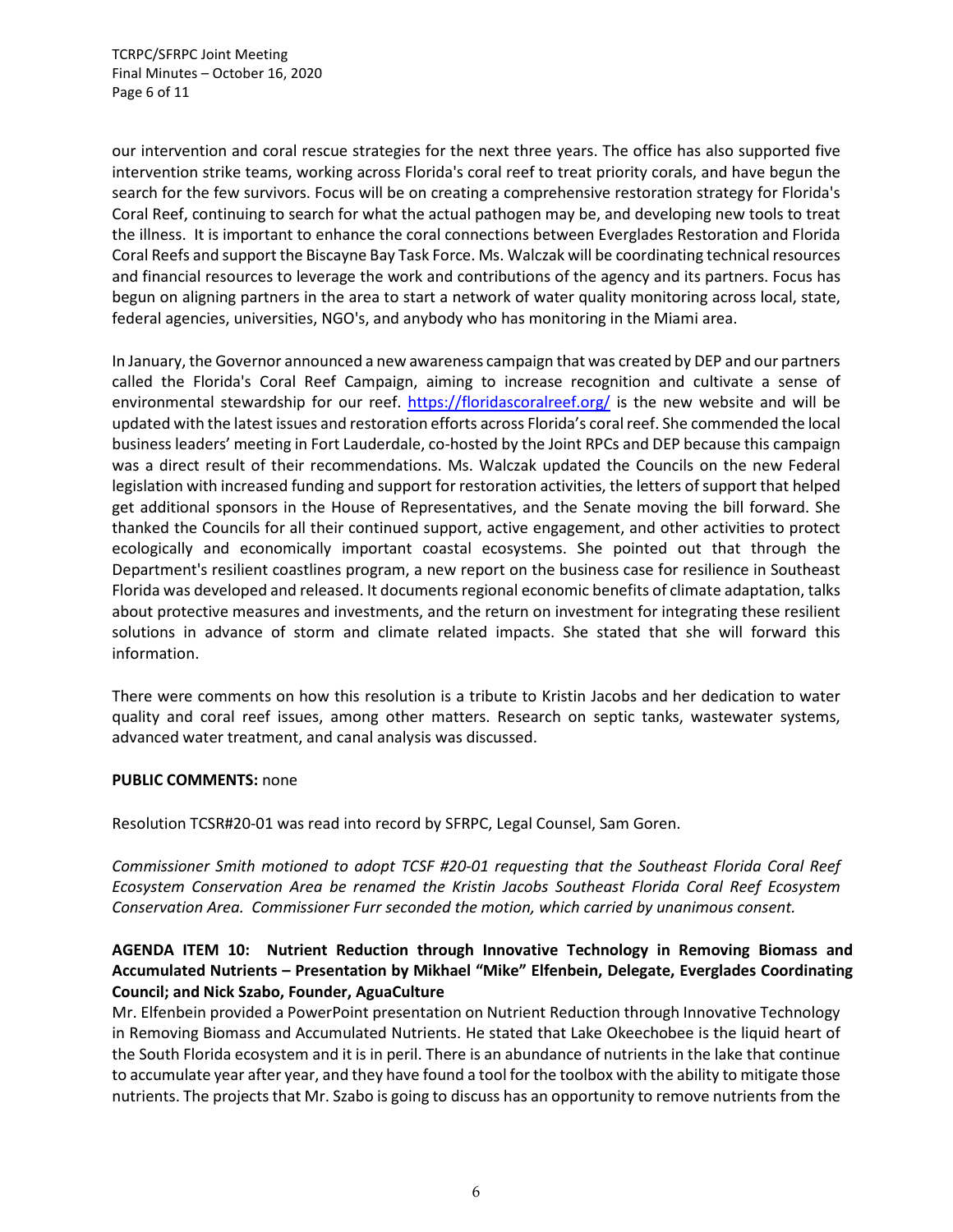our intervention and coral rescue strategies for the next three years. The office has also supported five intervention strike teams, working across Florida's coral reef to treat priority corals, and have begun the search for the few survivors. Focus will be on creating a comprehensive restoration strategy for Florida's Coral Reef, continuing to search for what the actual pathogen may be, and developing new tools to treat the illness. It is important to enhance the coral connections between Everglades Restoration and Florida Coral Reefs and support the Biscayne Bay Task Force. Ms. Walczak will be coordinating technical resources and financial resources to leverage the work and contributions of the agency and its partners. Focus has begun on aligning partners in the area to start a network of water quality monitoring across local, state, federal agencies, universities, NGO's, and anybody who has monitoring in the Miami area.

In January, the Governor announced a new awareness campaign that was created by DEP and our partners called the Florida's Coral Reef Campaign, aiming to increase recognition and cultivate a sense of environmental stewardship for our reef. https://floridascoralreef.org/ is the new website and will be updated with the latest issues and restoration efforts across Florida's coral reef. She commended the local business leaders' meeting in Fort Lauderdale, co-hosted by the Joint RPCs and DEP because this campaign was a direct result of their recommendations. Ms. Walczak updated the Councils on the new Federal legislation with increased funding and support for restoration activities, the letters of support that helped get additional sponsors in the House of Representatives, and the Senate moving the bill forward. She thanked the Councils for all their continued support, active engagement, and other activities to protect ecologically and economically important coastal ecosystems. She pointed out that through the Department's resilient coastlines program, a new report on the business case for resilience in Southeast Florida was developed and released. It documents regional economic benefits of climate adaptation, talks about protective measures and investments, and the return on investment for integrating these resilient solutions in advance of storm and climate related impacts. She stated that she will forward this information.

There were comments on how this resolution is a tribute to Kristin Jacobs and her dedication to water quality and coral reef issues, among other matters. Research on septic tanks, wastewater systems, advanced water treatment, and canal analysis was discussed.

**PUBLIC COMMENTS:** none

Resolution TCSR#20-01 was read into record by SFRPC, Legal Counsel, Sam Goren.

*Commissioner Smith motioned to adopt TCSF #20-01 requesting that the Southeast Florida Coral Reef Ecosystem Conservation Area be renamed the Kristin Jacobs Southeast Florida Coral Reef Ecosystem Conservation Area. Commissioner Furr seconded the motion, which carried by unanimous consent.*

**AGENDA ITEM 10: Nutrient Reduction through Innovative Technology in Removing Biomass and Accumulated Nutrients – Presentation by Mikhael "Mike" Elfenbein, Delegate, Everglades Coordinating Council; and Nick Szabo, Founder, AguaCulture**

Mr. Elfenbein provided a PowerPoint presentation on Nutrient Reduction through Innovative Technology in Removing Biomass and Accumulated Nutrients. He stated that Lake Okeechobee is the liquid heart of the South Florida ecosystem and it is in peril. There is an abundance of nutrients in the lake that continue to accumulate year after year, and they have found a tool for the toolbox with the ability to mitigate those nutrients. The projects that Mr. Szabo is going to discuss has an opportunity to remove nutrients from the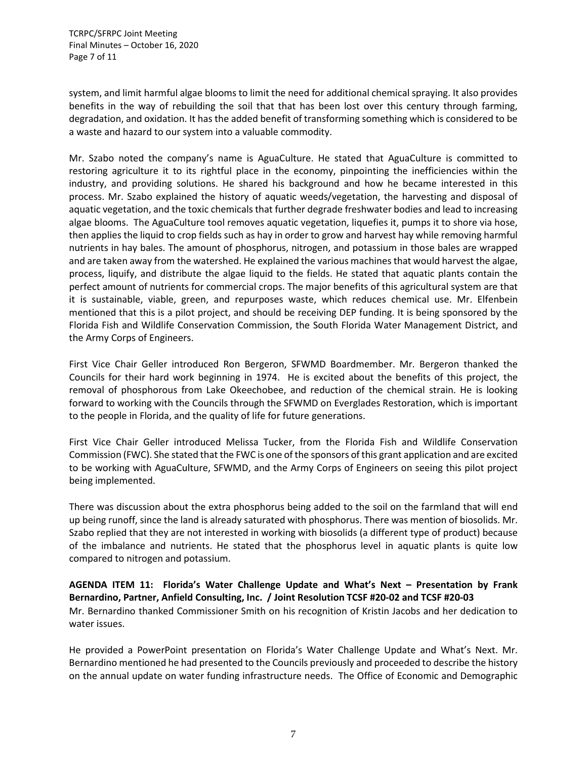system, and limit harmful algae blooms to limit the need for additional chemical spraying. It also provides benefits in the way of rebuilding the soil that that has been lost over this century through farming, degradation, and oxidation. It has the added benefit of transforming something which is considered to be a waste and hazard to our system into a valuable commodity.

Mr. Szabo noted the company's name is AguaCulture. He stated that AguaCulture is committed to restoring agriculture it to its rightful place in the economy, pinpointing the inefficiencies within the industry, and providing solutions. He shared his background and how he became interested in this process. Mr. Szabo explained the history of aquatic weeds/vegetation, the harvesting and disposal of aquatic vegetation, and the toxic chemicals that further degrade freshwater bodies and lead to increasing algae blooms. The AguaCulture tool removes aquatic vegetation, liquefies it, pumps it to shore via hose, then applies the liquid to crop fields such as hay in order to grow and harvest hay while removing harmful nutrients in hay bales. The amount of phosphorus, nitrogen, and potassium in those bales are wrapped and are taken away from the watershed. He explained the various machines that would harvest the algae, process, liquify, and distribute the algae liquid to the fields. He stated that aquatic plants contain the perfect amount of nutrients for commercial crops. The major benefits of this agricultural system are that it is sustainable, viable, green, and repurposes waste, which reduces chemical use. Mr. Elfenbein mentioned that this is a pilot project, and should be receiving DEP funding. It is being sponsored by the Florida Fish and Wildlife Conservation Commission, the South Florida Water Management District, and the Army Corps of Engineers.

First Vice Chair Geller introduced Ron Bergeron, SFWMD Boardmember. Mr. Bergeron thanked the Councils for their hard work beginning in 1974. He is excited about the benefits of this project, the removal of phosphorous from Lake Okeechobee, and reduction of the chemical strain. He is looking forward to working with the Councils through the SFWMD on Everglades Restoration, which is important to the people in Florida, and the quality of life for future generations.

First Vice Chair Geller introduced Melissa Tucker, from the Florida Fish and Wildlife Conservation Commission (FWC). She stated that the FWC is one of the sponsors of this grant application and are excited to be working with AguaCulture, SFWMD, and the Army Corps of Engineers on seeing this pilot project being implemented.

There was discussion about the extra phosphorus being added to the soil on the farmland that will end up being runoff, since the land is already saturated with phosphorus. There was mention of biosolids. Mr. Szabo replied that they are not interested in working with biosolids (a different type of product) because of the imbalance and nutrients. He stated that the phosphorus level in aquatic plants is quite low compared to nitrogen and potassium.

**AGENDA ITEM 11: Florida's Water Challenge Update and What's Next – Presentation by Frank Bernardino, Partner, Anfield Consulting, Inc. / Joint Resolution TCSF #20-02 and TCSF #20-03**

Mr. Bernardino thanked Commissioner Smith on his recognition of Kristin Jacobs and her dedication to water issues.

He provided a PowerPoint presentation on Florida's Water Challenge Update and What's Next. Mr. Bernardino mentioned he had presented to the Councils previously and proceeded to describe the history on the annual update on water funding infrastructure needs. The Office of Economic and Demographic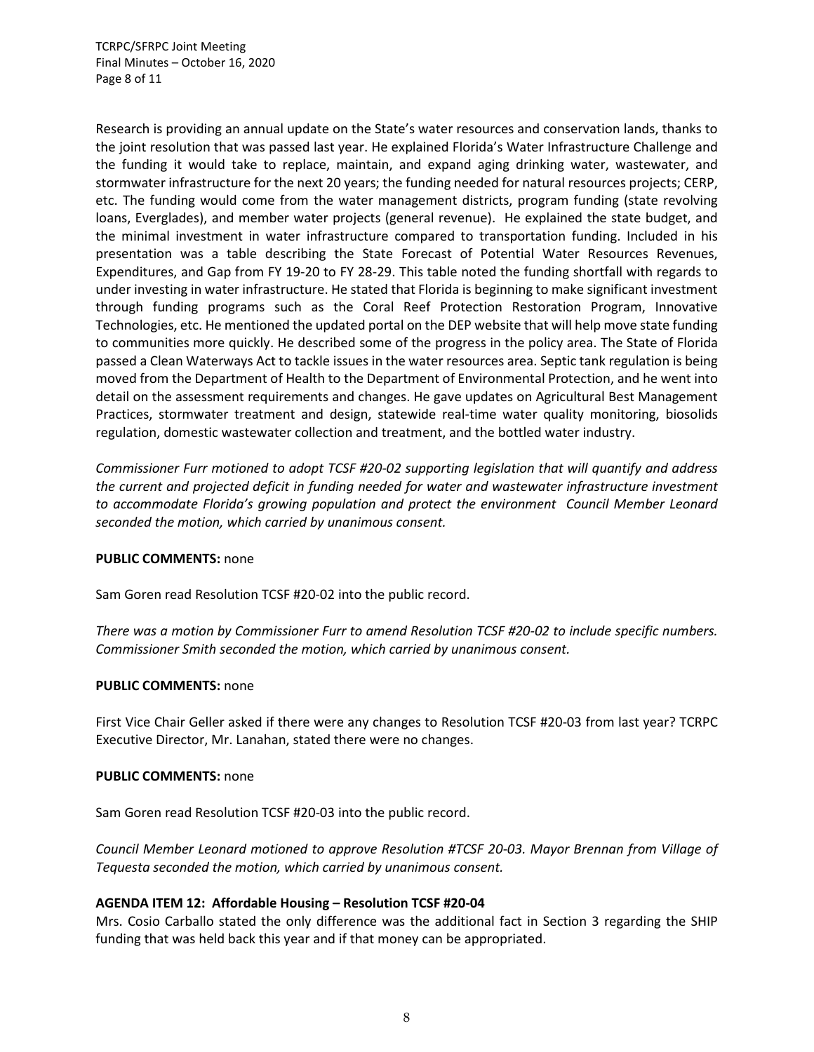Research is providing an annual update on the State's water resources and conservation lands, thanks to the joint resolution that was passed last year. He explained Florida's Water Infrastructure Challenge and the funding it would take to replace, maintain, and expand aging drinking water, wastewater, and stormwater infrastructure for the next 20 years; the funding needed for natural resources projects; CERP, etc. The funding would come from the water management districts, program funding (state revolving loans, Everglades), and member water projects (general revenue). He explained the state budget, and the minimal investment in water infrastructure compared to transportation funding. Included in his presentation was a table describing the State Forecast of Potential Water Resources Revenues, Expenditures, and Gap from FY 19-20 to FY 28-29. This table noted the funding shortfall with regards to under investing in water infrastructure. He stated that Florida is beginning to make significant investment through funding programs such as the Coral Reef Protection Restoration Program, Innovative Technologies, etc. He mentioned the updated portal on the DEP website that will help move state funding to communities more quickly. He described some of the progress in the policy area. The State of Florida passed a Clean Waterways Act to tackle issues in the water resources area. Septic tank regulation is being moved from the Department of Health to the Department of Environmental Protection, and he went into detail on the assessment requirements and changes. He gave updates on Agricultural Best Management Practices, stormwater treatment and design, statewide real-time water quality monitoring, biosolids regulation, domestic wastewater collection and treatment, and the bottled water industry.

*Commissioner Furr motioned to adopt TCSF #20-02 supporting legislation that will quantify and address the current and projected deficit in funding needed for water and wastewater infrastructure investment to accommodate Florida's growing population and protect the environment Council Member Leonard seconded the motion, which carried by unanimous consent.*

**PUBLIC COMMENTS:** none

Sam Goren read Resolution TCSF #20-02 into the public record.

*There was a motion by Commissioner Furr to amend Resolution TCSF #20-02 to include specific numbers. Commissioner Smith seconded the motion, which carried by unanimous consent.*

**PUBLIC COMMENTS:** none

First Vice Chair Geller asked if there were any changes to Resolution TCSF #20-03 from last year? TCRPC Executive Director, Mr. Lanahan, stated there were no changes.

**PUBLIC COMMENTS:** none

Sam Goren read Resolution TCSF #20-03 into the public record.

*Council Member Leonard motioned to approve Resolution #TCSF 20-03. Mayor Brennan from Village of Tequesta seconded the motion, which carried by unanimous consent.*

**AGENDA ITEM 12: Affordable Housing – Resolution TCSF #20-04**

Mrs. Cosio Carballo stated the only difference was the additional fact in Section 3 regarding the SHIP funding that was held back this year and if that money can be appropriated.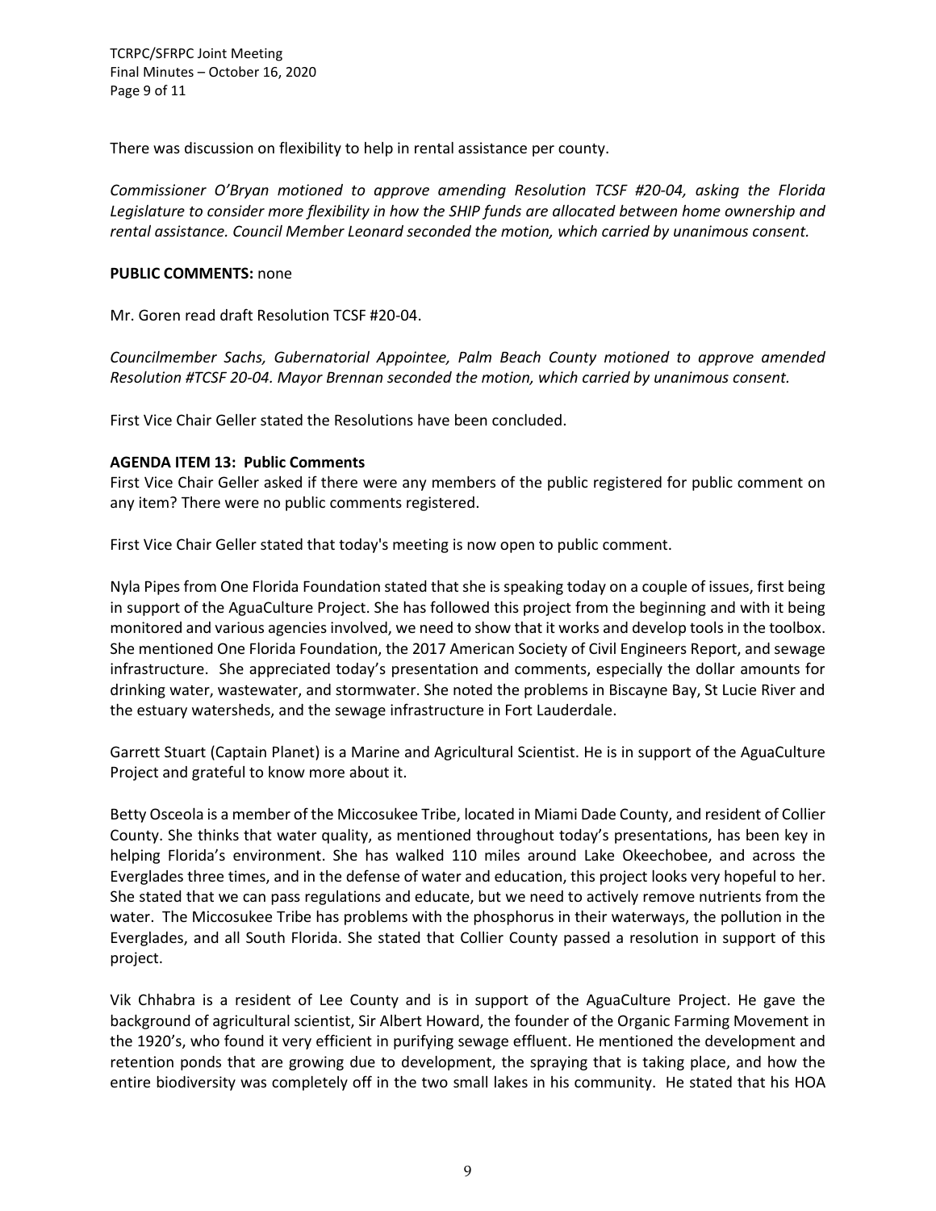There was discussion on flexibility to help in rental assistance per county.

*Commissioner O'Bryan motioned to approve amending Resolution TCSF #20-04, asking the Florida Legislature to consider more flexibility in how the SHIP funds are allocated between home ownership and rental assistance. Council Member Leonard seconded the motion, which carried by unanimous consent.*

**PUBLIC COMMENTS:** none

Mr. Goren read draft Resolution TCSF #20-04.

*Councilmember Sachs, Gubernatorial Appointee, Palm Beach County motioned to approve amended Resolution #TCSF 20-04. Mayor Brennan seconded the motion, which carried by unanimous consent.*

First Vice Chair Geller stated the Resolutions have been concluded.

**AGENDA ITEM 13: Public Comments**

First Vice Chair Geller asked if there were any members of the public registered for public comment on any item? There were no public comments registered.

First Vice Chair Geller stated that today's meeting is now open to public comment.

Nyla Pipes from One Florida Foundation stated that she is speaking today on a couple of issues, first being in support of the AguaCulture Project. She has followed this project from the beginning and with it being monitored and various agencies involved, we need to show that it works and develop tools in the toolbox. She mentioned One Florida Foundation, the 2017 American Society of Civil Engineers Report, and sewage infrastructure. She appreciated today's presentation and comments, especially the dollar amounts for drinking water, wastewater, and stormwater. She noted the problems in Biscayne Bay, St Lucie River and the estuary watersheds, and the sewage infrastructure in Fort Lauderdale.

Garrett Stuart (Captain Planet) is a Marine and Agricultural Scientist. He is in support of the AguaCulture Project and grateful to know more about it.

Betty Osceola is a member of the Miccosukee Tribe, located in Miami Dade County, and resident of Collier County. She thinks that water quality, as mentioned throughout today's presentations, has been key in helping Florida's environment. She has walked 110 miles around Lake Okeechobee, and across the Everglades three times, and in the defense of water and education, this project looks very hopeful to her. She stated that we can pass regulations and educate, but we need to actively remove nutrients from the water. The Miccosukee Tribe has problems with the phosphorus in their waterways, the pollution in the Everglades, and all South Florida. She stated that Collier County passed a resolution in support of this project.

Vik Chhabra is a resident of Lee County and is in support of the AguaCulture Project. He gave the background of agricultural scientist, Sir Albert Howard, the founder of the Organic Farming Movement in the 1920's, who found it very efficient in purifying sewage effluent. He mentioned the development and retention ponds that are growing due to development, the spraying that is taking place, and how the entire biodiversity was completely off in the two small lakes in his community. He stated that his HOA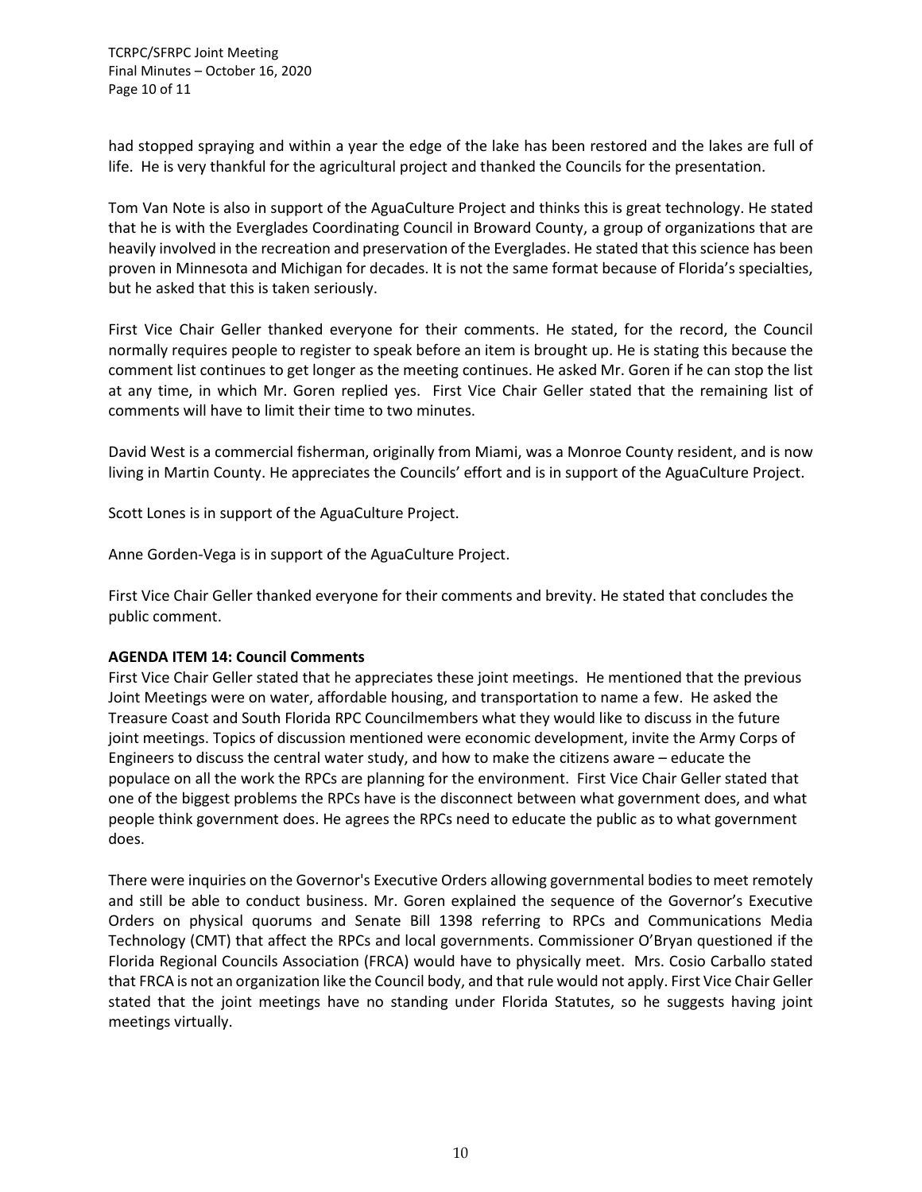had stopped spraying and within a year the edge of the lake has been restored and the lakes are full of life. He is very thankful for the agricultural project and thanked the Councils for the presentation.

Tom Van Note is also in support of the AguaCulture Project and thinks this is great technology. He stated that he is with the Everglades Coordinating Council in Broward County, a group of organizations that are heavily involved in the recreation and preservation of the Everglades. He stated that this science has been proven in Minnesota and Michigan for decades. It is not the same format because of Florida's specialties, but he asked that this is taken seriously.

First Vice Chair Geller thanked everyone for their comments. He stated, for the record, the Council normally requires people to register to speak before an item is brought up. He is stating this because the comment list continues to get longer as the meeting continues. He asked Mr. Goren if he can stop the list at any time, in which Mr. Goren replied yes. First Vice Chair Geller stated that the remaining list of comments will have to limit their time to two minutes.

David West is a commercial fisherman, originally from Miami, was a Monroe County resident, and is now living in Martin County. He appreciates the Councils' effort and is in support of the AguaCulture Project.

Scott Lones is in support of the AguaCulture Project.

Anne Gorden-Vega is in support of the AguaCulture Project.

First Vice Chair Geller thanked everyone for their comments and brevity. He stated that concludes the public comment.

**AGENDA ITEM 14: Council Comments**

First Vice Chair Geller stated that he appreciates these joint meetings. He mentioned that the previous Joint Meetings were on water, affordable housing, and transportation to name a few. He asked the Treasure Coast and South Florida RPC Councilmembers what they would like to discuss in the future joint meetings. Topics of discussion mentioned were economic development, invite the Army Corps of Engineers to discuss the central water study, and how to make the citizens aware – educate the populace on all the work the RPCs are planning for the environment. First Vice Chair Geller stated that one of the biggest problems the RPCs have is the disconnect between what government does, and what people think government does. He agrees the RPCs need to educate the public as to what government does.

There were inquiries on the Governor's Executive Orders allowing governmental bodies to meet remotely and still be able to conduct business. Mr. Goren explained the sequence of the Governor's Executive Orders on physical quorums and Senate Bill 1398 referring to RPCs and Communications Media Technology (CMT) that affect the RPCs and local governments. Commissioner O'Bryan questioned if the Florida Regional Councils Association (FRCA) would have to physically meet. Mrs. Cosio Carballo stated that FRCA is not an organization like the Council body, and that rule would not apply. First Vice Chair Geller stated that the joint meetings have no standing under Florida Statutes, so he suggests having joint meetings virtually.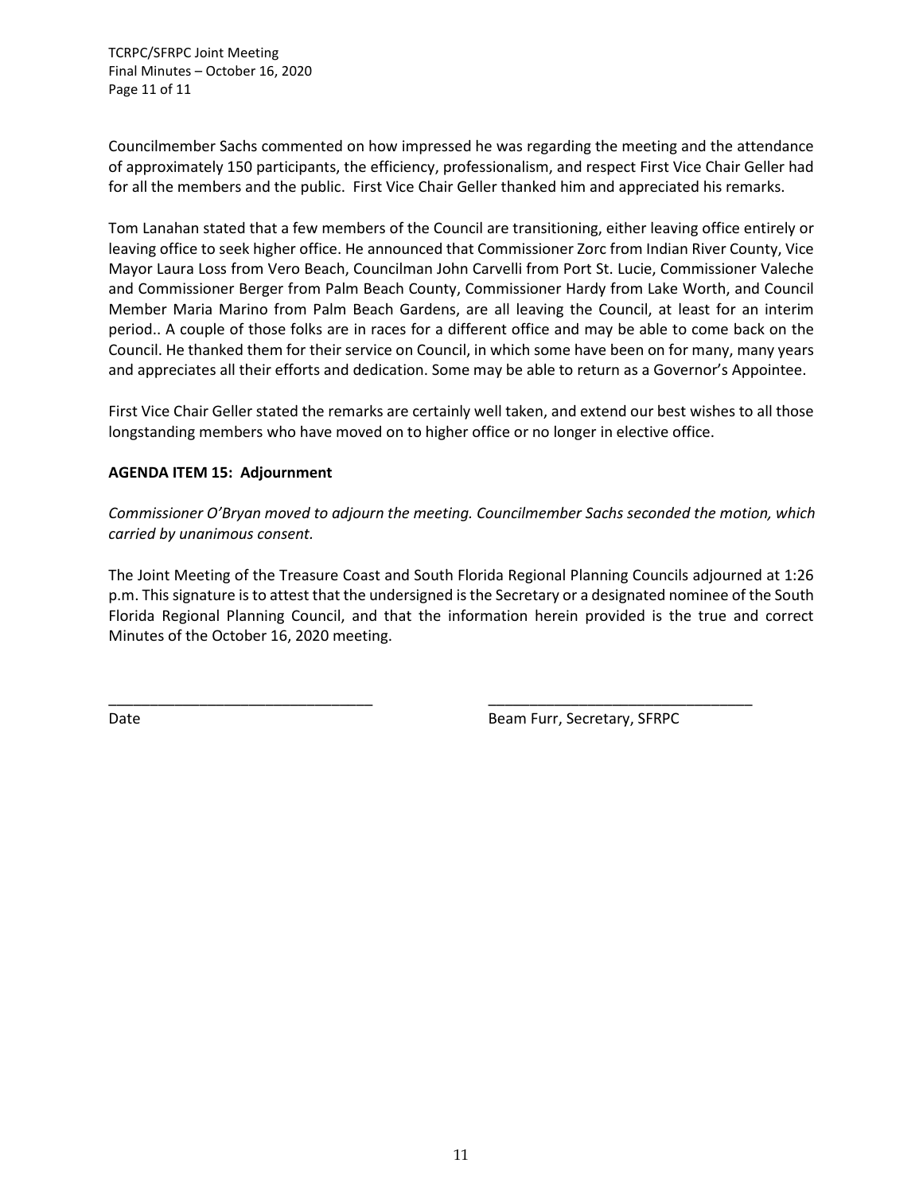Councilmember Sachs commented on how impressed he was regarding the meeting and the attendance of approximately 150 participants, the efficiency, professionalism, and respect First Vice Chair Geller had for all the members and the public. First Vice Chair Geller thanked him and appreciated his remarks.

Tom Lanahan stated that a few members of the Council are transitioning, either leaving office entirely or leaving office to seek higher office. He announced that Commissioner Zorc from Indian River County, Vice Mayor Laura Loss from Vero Beach, Councilman John Carvelli from Port St. Lucie, Commissioner Valeche and Commissioner Berger from Palm Beach County, Commissioner Hardy from Lake Worth, and Council Member Maria Marino from Palm Beach Gardens, are all leaving the Council, at least for an interim period.. A couple of those folks are in races for a different office and may be able to come back on the Council. He thanked them for their service on Council, in which some have been on for many, many years and appreciates all their efforts and dedication. Some may be able to return as a Governor's Appointee.

First Vice Chair Geller stated the remarks are certainly well taken, and extend our best wishes to all those longstanding members who have moved on to higher office or no longer in elective office.

**AGENDA ITEM 15: Adjournment**

*Commissioner O'Bryan moved to adjourn the meeting. Councilmember Sachs seconded the motion, which carried by unanimous consent.*

The Joint Meeting of the Treasure Coast and South Florida Regional Planning Councils adjourned at 1:26 p.m. This signature is to attest that the undersigned is the Secretary or a designated nominee of the South Florida Regional Planning Council, and that the information herein provided is the true and correct Minutes of the October 16, 2020 meeting.

________________________________ ________________________________

Date Beam Furr, Secretary, SFRPC